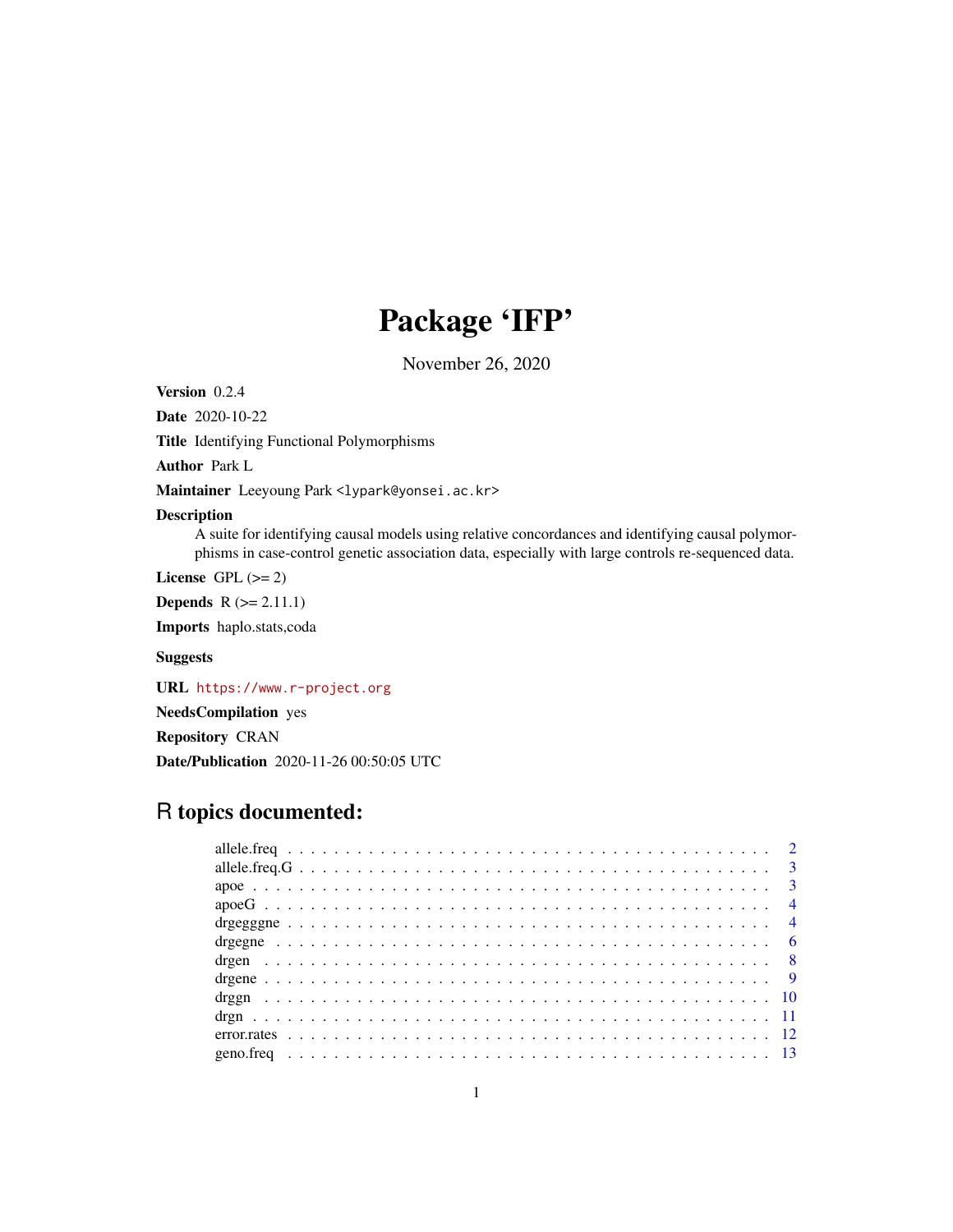# Package 'IFP'

November 26, 2020

**Version** 0.2.4

**Date** 2020-10-22

**Title** Identifying Functional Polymorphisms

**Author** Park L

**Maintainer** Leeyoung Park <lypark@yonsei.ac.kr>

**Description**
A suite for identifying causal models using relative concordances and identifying causal polymorphisms in case-control genetic association data, especially with large controls re-sequenced data.

**License** GPL (>= 2)

**Depends** R (>= 2.11.1)

**Imports** haplo.stats,coda

**Suggests**

**URL** https://www.r-project.org

**NeedsCompilation** yes

**Repository** CRAN

**Date/Publication** 2020-11-26 00:50:05 UTC

## R topics documented:

allele.freq . . . . . . . . . . . . . . . . . . . . . . . . . . . . . . . . . . . . . . . . . . 2
allele.freq.G . . . . . . . . . . . . . . . . . . . . . . . . . . . . . . . . . . . . . . . . . 3
apoe . . . . . . . . . . . . . . . . . . . . . . . . . . . . . . . . . . . . . . . . . . . . . 3
apoeG . . . . . . . . . . . . . . . . . . . . . . . . . . . . . . . . . . . . . . . . . . . . 4
drgegggne . . . . . . . . . . . . . . . . . . . . . . . . . . . . . . . . . . . . . . . . . . 4
drgegne . . . . . . . . . . . . . . . . . . . . . . . . . . . . . . . . . . . . . . . . . . . 6
drgen . . . . . . . . . . . . . . . . . . . . . . . . . . . . . . . . . . . . . . . . . . . . 8
drgene . . . . . . . . . . . . . . . . . . . . . . . . . . . . . . . . . . . . . . . . . . . 9
drggn . . . . . . . . . . . . . . . . . . . . . . . . . . . . . . . . . . . . . . . . . . . . 10
drgn . . . . . . . . . . . . . . . . . . . . . . . . . . . . . . . . . . . . . . . . . . . . . 11
error.rates . . . . . . . . . . . . . . . . . . . . . . . . . . . . . . . . . . . . . . . . . 12
geno.freq . . . . . . . . . . . . . . . . . . . . . . . . . . . . . . . . . . . . . . . . . . 13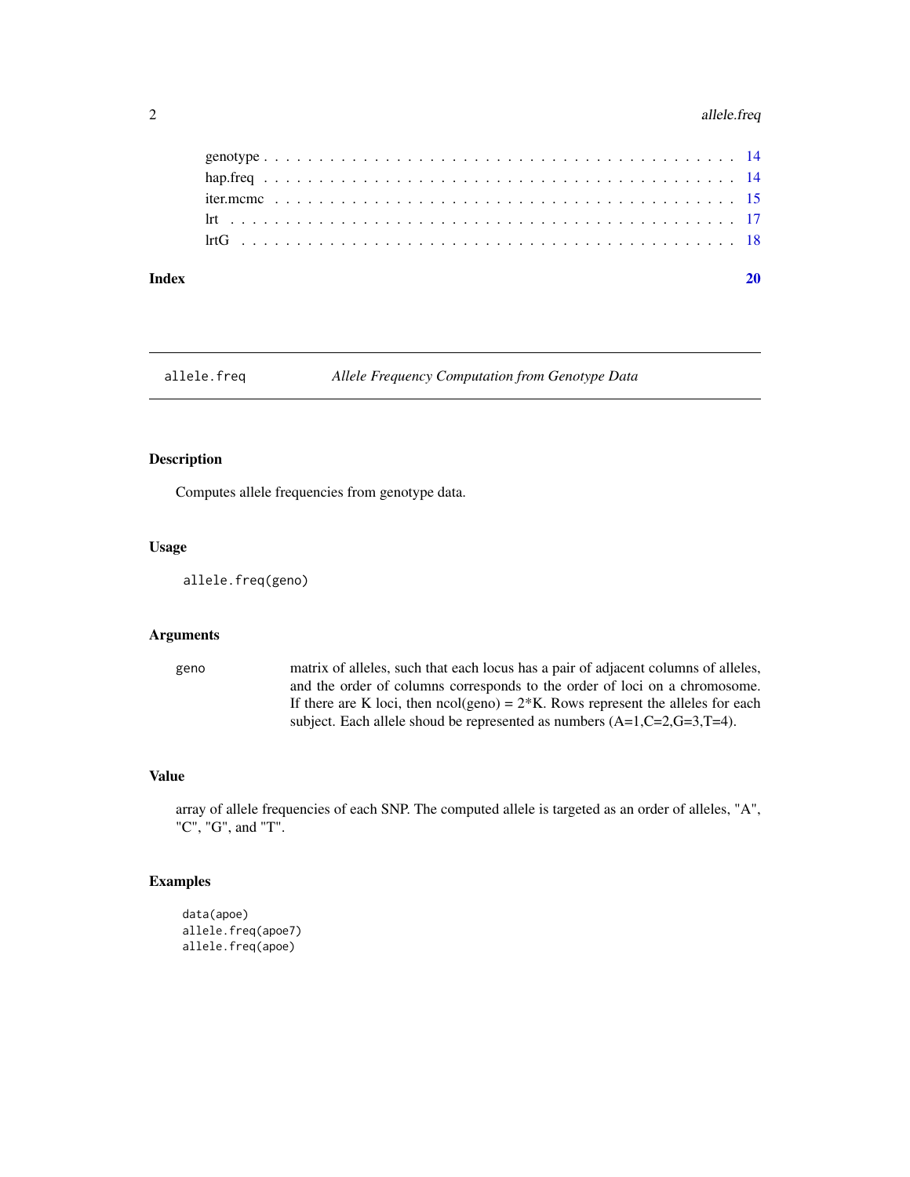genotype . . . . . . . . . . . . . . . . . . . . . . . . . . . . . . . . . . . . . . . . 14
hap.freq . . . . . . . . . . . . . . . . . . . . . . . . . . . . . . . . . . . . . . . . 14
iter.mcmc . . . . . . . . . . . . . . . . . . . . . . . . . . . . . . . . . . . . . . . . 15
lrt . . . . . . . . . . . . . . . . . . . . . . . . . . . . . . . . . . . . . . . . 17
lrtG . . . . . . . . . . . . . . . . . . . . . . . . . . . . . . . . . . . . . . . . 18

**Index** **20**

---

## allele.freq — *Allele Frequency Computation from Genotype Data*

### Description

Computes allele frequencies from genotype data.

### Usage

```
allele.freq(geno)
```

### Arguments

| | |
|---|---|
| `geno` | matrix of alleles, such that each locus has a pair of adjacent columns of alleles, and the order of columns corresponds to the order of loci on a chromosome. If there are K loci, then ncol(geno) = 2*K. Rows represent the alleles for each subject. Each allele shoud be represented as numbers (A=1,C=2,G=3,T=4). |

### Value

array of allele frequencies of each SNP. The computed allele is targeted as an order of alleles, "A", "C", "G", and "T".

### Examples

```
data(apoe)
allele.freq(apoe7)
allele.freq(apoe)
```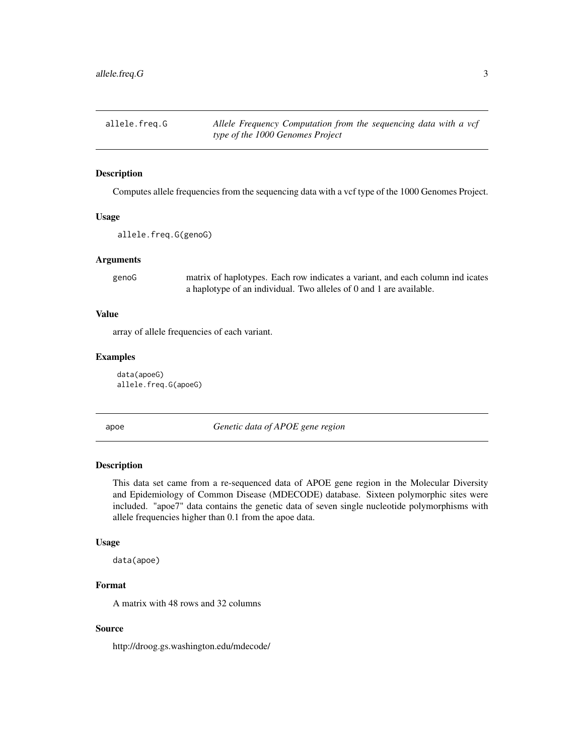## allele.freq.G — *Allele Frequency Computation from the sequencing data with a vcf type of the 1000 Genomes Project*

### Description

Computes allele frequencies from the sequencing data with a vcf type of the 1000 Genomes Project.

### Usage

```
allele.freq.G(genoG)
```

### Arguments

| | |
|---|---|
| genoG | matrix of haplotypes. Each row indicates a variant, and each column ind icates a haplotype of an individual. Two alleles of 0 and 1 are available. |

### Value

array of allele frequencies of each variant.

### Examples

```
data(apoeG)
allele.freq.G(apoeG)
```

## apoe — *Genetic data of APOE gene region*

### Description

This data set came from a re-sequenced data of APOE gene region in the Molecular Diversity and Epidemiology of Common Disease (MDECODE) database. Sixteen polymorphic sites were included. "apoe7" data contains the genetic data of seven single nucleotide polymorphisms with allele frequencies higher than 0.1 from the apoe data.

### Usage

```
data(apoe)
```

### Format

A matrix with 48 rows and 32 columns

### Source

http://droog.gs.washington.edu/mdecode/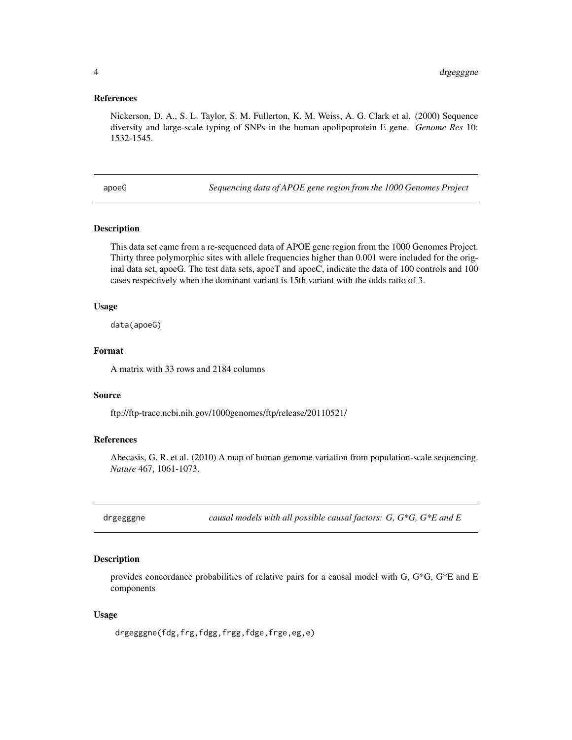### References

Nickerson, D. A., S. L. Taylor, S. M. Fullerton, K. M. Weiss, A. G. Clark et al. (2000) Sequence diversity and large-scale typing of SNPs in the human apolipoprotein E gene. *Genome Res* 10: 1532-1545.

---

## apoeG — *Sequencing data of APOE gene region from the 1000 Genomes Project*

### Description

This data set came from a re-sequenced data of APOE gene region from the 1000 Genomes Project. Thirty three polymorphic sites with allele frequencies higher than 0.001 were included for the original data set, apoeG. The test data sets, apoeT and apoeC, indicate the data of 100 controls and 100 cases respectively when the dominant variant is 15th variant with the odds ratio of 3.

### Usage

```
data(apoeG)
```

### Format

A matrix with 33 rows and 2184 columns

### Source

ftp://ftp-trace.ncbi.nih.gov/1000genomes/ftp/release/20110521/

### References

Abecasis, G. R. et al. (2010) A map of human genome variation from population-scale sequencing. *Nature* 467, 1061-1073.

---

## drgegggne — *causal models with all possible causal factors: G, G*G, G*E and E*

### Description

provides concordance probabilities of relative pairs for a causal model with G, G*G, G*E and E components

### Usage

```
drgegggne(fdg,frg,fdgg,frgg,fdge,frge,eg,e)
```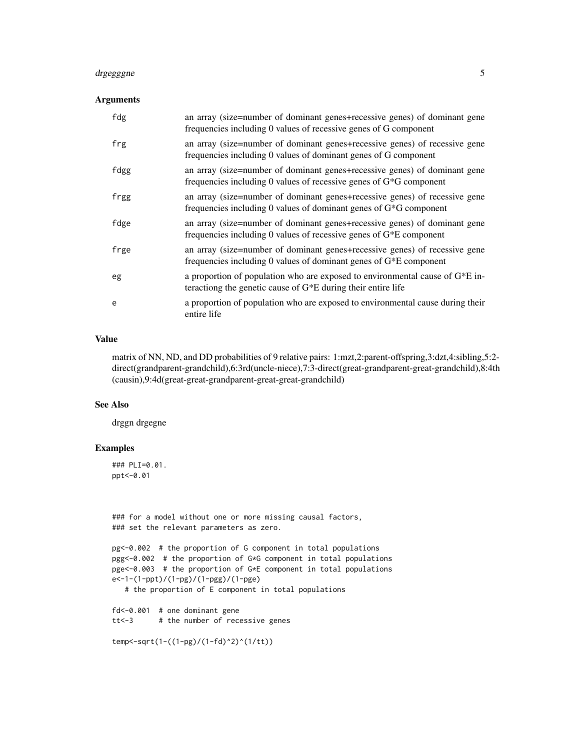### Arguments

| | |
|---|---|
| fdg | an array (size=number of dominant genes+recessive genes) of dominant gene frequencies including 0 values of recessive genes of G component |
| frg | an array (size=number of dominant genes+recessive genes) of recessive gene frequencies including 0 values of dominant genes of G component |
| fdgg | an array (size=number of dominant genes+recessive genes) of dominant gene frequencies including 0 values of recessive genes of G*G component |
| frgg | an array (size=number of dominant genes+recessive genes) of recessive gene frequencies including 0 values of dominant genes of G*G component |
| fdge | an array (size=number of dominant genes+recessive genes) of dominant gene frequencies including 0 values of recessive genes of G*E component |
| frge | an array (size=number of dominant genes+recessive genes) of recessive gene frequencies including 0 values of dominant genes of G*E component |
| eg | a proportion of population who are exposed to environmental cause of G*E interactiong the genetic cause of G*E during their entire life |
| e | a proportion of population who are exposed to environmental cause during their entire life |

### Value

matrix of NN, ND, and DD probabilities of 9 relative pairs: 1:mzt,2:parent-offspring,3:dzt,4:sibling,5:2-direct(grandparent-grandchild),6:3rd(uncle-niece),7:3-direct(great-grandparent-great-grandchild),8:4th (causin),9:4d(great-great-grandparent-great-great-grandchild)

### See Also

drggn drgegne

### Examples

```
### PLI=0.01.
ppt<-0.01



### for a model without one or more missing causal factors,
### set the relevant parameters as zero.

pg<-0.002  # the proportion of G component in total populations
pgg<-0.002  # the proportion of G*G component in total populations
pge<-0.003  # the proportion of G*E component in total populations
e<-1-(1-ppt)/(1-pg)/(1-pgg)/(1-pge)
   # the proportion of E component in total populations

fd<-0.001  # one dominant gene
tt<-3      # the number of recessive genes

temp<-sqrt(1-((1-pg)/(1-fd)^2)^(1/tt))
```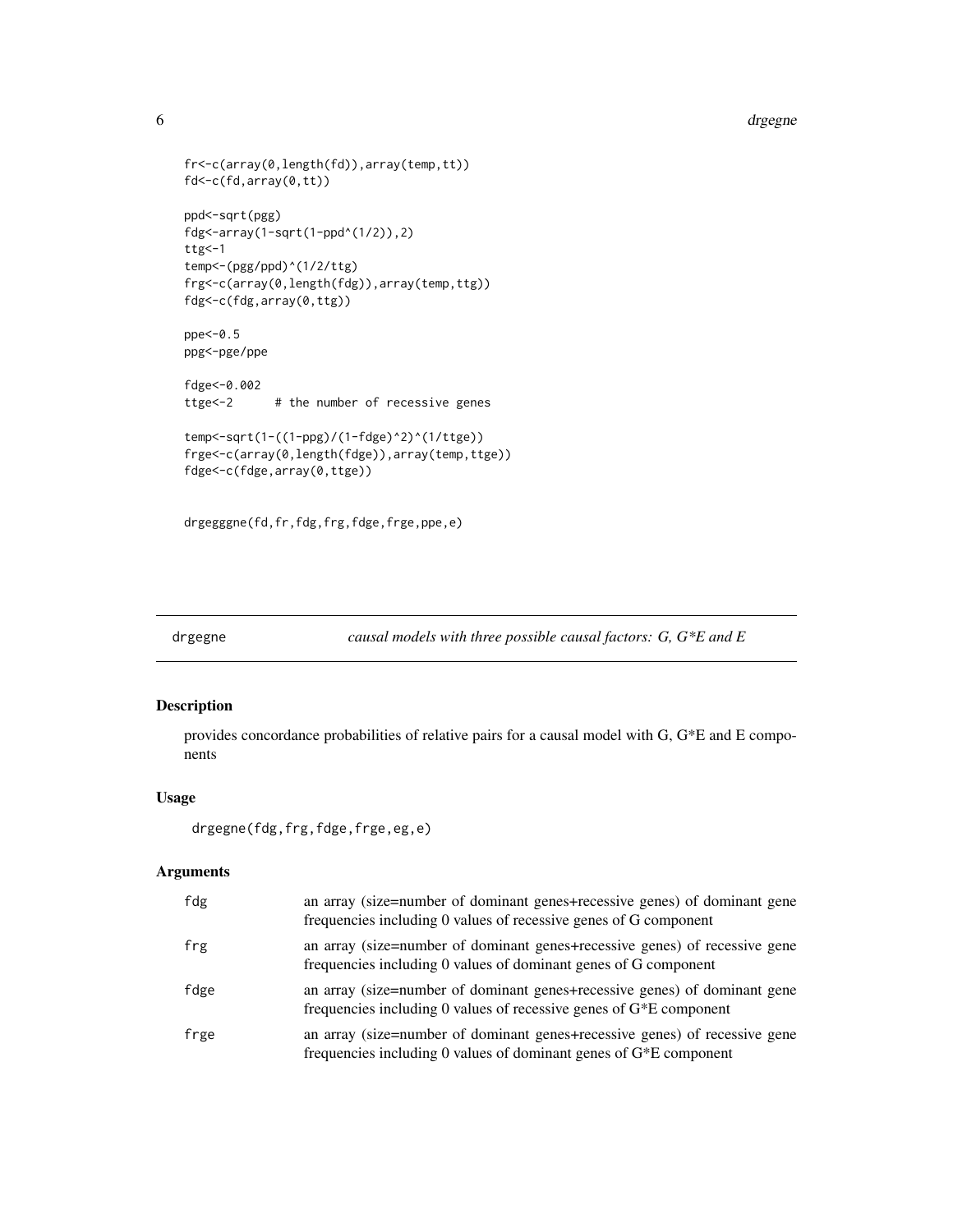```
fr<-c(array(0,length(fd)),array(temp,tt))
fd<-c(fd,array(0,tt))

ppd<-sqrt(pgg)
fdg<-array(1-sqrt(1-ppd^(1/2)),2)
ttg<-1
temp<-(pgg/ppd)^(1/2/ttg)
frg<-c(array(0,length(fdg)),array(temp,ttg))
fdg<-c(fdg,array(0,ttg))

ppe<-0.5
ppg<-pge/ppe

fdge<-0.002
ttge<-2      # the number of recessive genes

temp<-sqrt(1-((1-ppg)/(1-fdge)^2)^(1/ttge))
frge<-c(array(0,length(fdge)),array(temp,ttge))
fdge<-c(fdge,array(0,ttge))


drgegggne(fd,fr,fdg,frg,fdge,frge,ppe,e)
```

---

## drgegne — *causal models with three possible causal factors: G, G*E and E*

### Description

provides concordance probabilities of relative pairs for a causal model with G, G*E and E components

### Usage

```
drgegne(fdg,frg,fdge,frge,eg,e)
```

### Arguments

| | |
|---|---|
| fdg | an array (size=number of dominant genes+recessive genes) of dominant gene frequencies including 0 values of recessive genes of G component |
| frg | an array (size=number of dominant genes+recessive genes) of recessive gene frequencies including 0 values of dominant genes of G component |
| fdge | an array (size=number of dominant genes+recessive genes) of dominant gene frequencies including 0 values of recessive genes of G*E component |
| frge | an array (size=number of dominant genes+recessive genes) of recessive gene frequencies including 0 values of dominant genes of G*E component |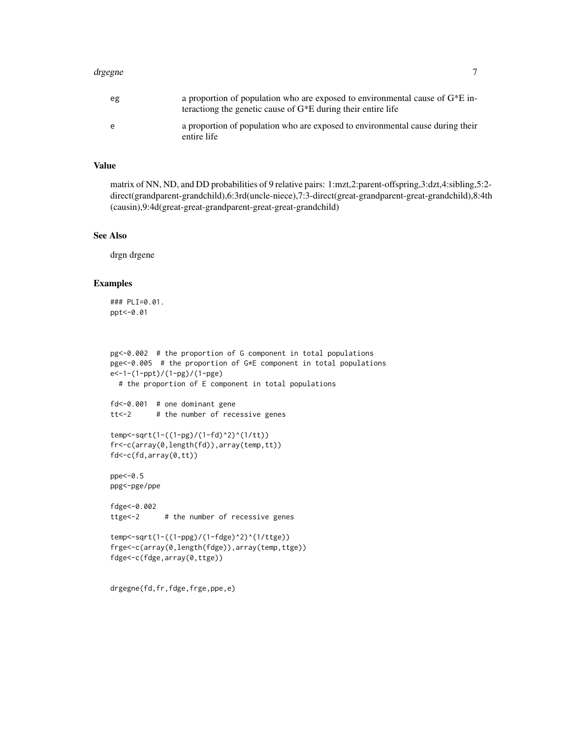| | |
|---|---|
| eg | a proportion of population who are exposed to environmental cause of G*E interactiong the genetic cause of G*E during their entire life |
| e | a proportion of population who are exposed to environmental cause during their entire life |

### Value

matrix of NN, ND, and DD probabilities of 9 relative pairs: 1:mzt,2:parent-offspring,3:dzt,4:sibling,5:2-direct(grandparent-grandchild),6:3rd(uncle-niece),7:3-direct(great-grandparent-great-grandchild),8:4th (causin),9:4d(great-great-grandparent-great-great-grandchild)

### See Also

drgn drgene

### Examples

```
### PLI=0.01.
ppt<-0.01



pg<-0.002  # the proportion of G component in total populations
pge<-0.005  # the proportion of G*E component in total populations
e<-1-(1-ppt)/(1-pg)/(1-pge)
  # the proportion of E component in total populations

fd<-0.001  # one dominant gene
tt<-2      # the number of recessive genes

temp<-sqrt(1-((1-pg)/(1-fd)^2)^(1/tt))
fr<-c(array(0,length(fd)),array(temp,tt))
fd<-c(fd,array(0,tt))

ppe<-0.5
ppg<-pge/ppe

fdge<-0.002
ttge<-2      # the number of recessive genes

temp<-sqrt(1-((1-ppg)/(1-fdge)^2)^(1/ttge))
frge<-c(array(0,length(fdge)),array(temp,ttge))
fdge<-c(fdge,array(0,ttge))


drgegne(fd,fr,fdge,frge,ppe,e)
```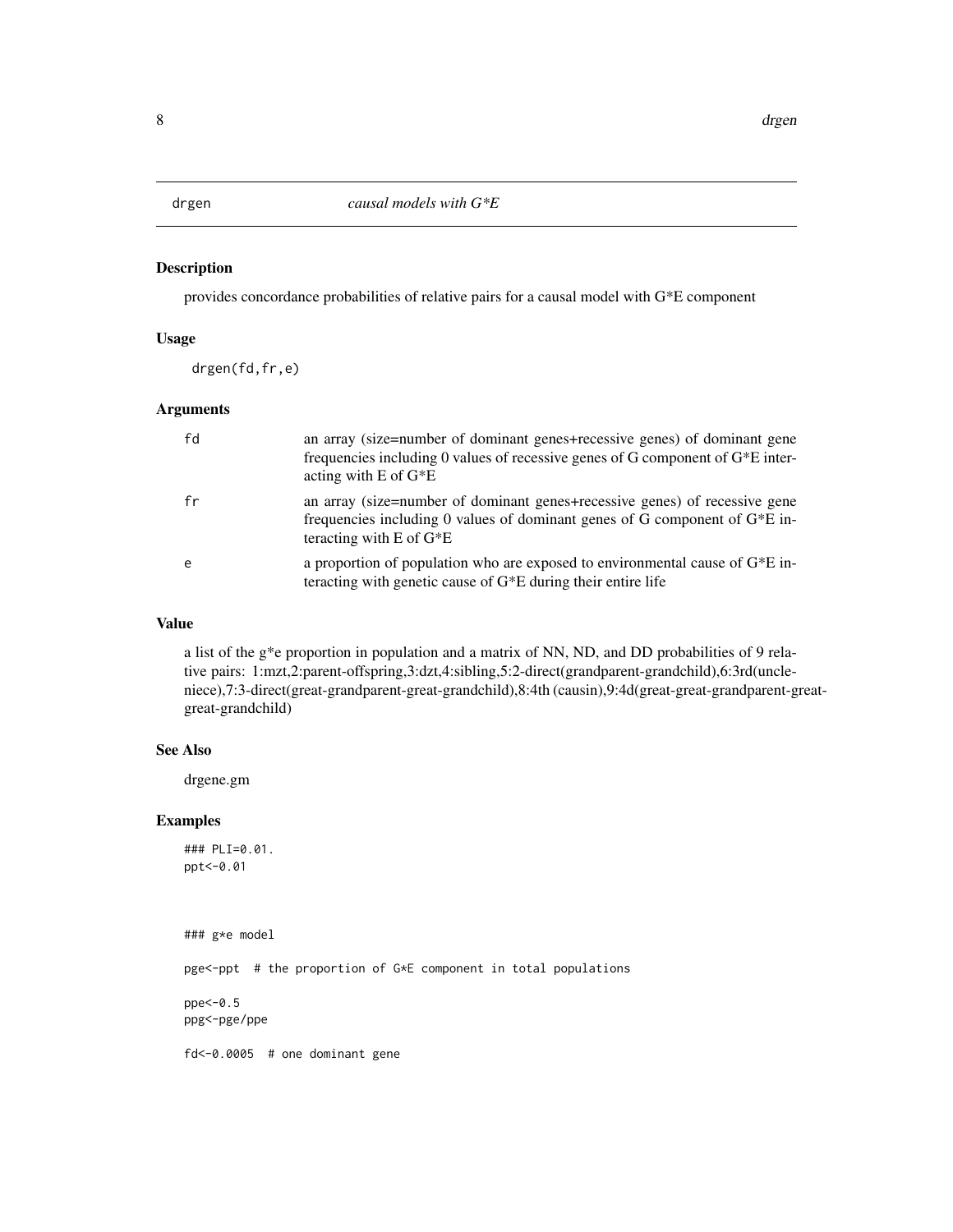## drgen *causal models with G*E*

### Description

provides concordance probabilities of relative pairs for a causal model with G*E component

### Usage

```
drgen(fd,fr,e)
```

### Arguments

| | |
|---|---|
| fd | an array (size=number of dominant genes+recessive genes) of dominant gene frequencies including 0 values of recessive genes of G component of G*E interacting with E of G*E |
| fr | an array (size=number of dominant genes+recessive genes) of recessive gene frequencies including 0 values of dominant genes of G component of G*E interacting with E of G*E |
| e | a proportion of population who are exposed to environmental cause of G*E interacting with genetic cause of G*E during their entire life |

### Value

a list of the g*e proportion in population and a matrix of NN, ND, and DD probabilities of 9 relative pairs: 1:mzt,2:parent-offspring,3:dzt,4:sibling,5:2-direct(grandparent-grandchild),6:3rd(uncle-niece),7:3-direct(great-grandparent-great-grandchild),8:4th (causin),9:4d(great-great-grandparent-great-great-grandchild)

### See Also

drgene.gm

### Examples

```
### PLI=0.01.
ppt<-0.01



### g*e model

pge<-ppt  # the proportion of G*E component in total populations

ppe<-0.5
ppg<-pge/ppe

fd<-0.0005  # one dominant gene
```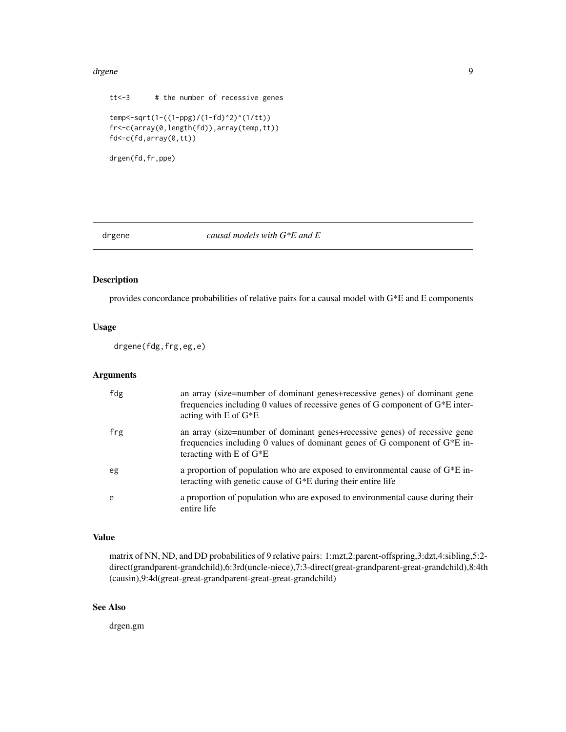```
tt<-3      # the number of recessive genes

temp<-sqrt(1-((1-ppg)/(1-fd)^2)^(1/tt))
fr<-c(array(0,length(fd)),array(temp,tt))
fd<-c(fd,array(0,tt))

drgen(fd,fr,ppe)
```

## drgene *causal models with G*E and E*

### Description

provides concordance probabilities of relative pairs for a causal model with G*E and E components

### Usage

```
drgene(fdg,frg,eg,e)
```

### Arguments

| | |
|---|---|
| fdg | an array (size=number of dominant genes+recessive genes) of dominant gene frequencies including 0 values of recessive genes of G component of G*E interacting with E of G*E |
| frg | an array (size=number of dominant genes+recessive genes) of recessive gene frequencies including 0 values of dominant genes of G component of G*E interacting with E of G*E |
| eg | a proportion of population who are exposed to environmental cause of G*E interacting with genetic cause of G*E during their entire life |
| e | a proportion of population who are exposed to environmental cause during their entire life |

### Value

matrix of NN, ND, and DD probabilities of 9 relative pairs: 1:mzt,2:parent-offspring,3:dzt,4:sibling,5:2-direct(grandparent-grandchild),6:3rd(uncle-niece),7:3-direct(great-grandparent-great-grandchild),8:4th (causin),9:4d(great-great-grandparent-great-great-grandchild)

### See Also

drgen.gm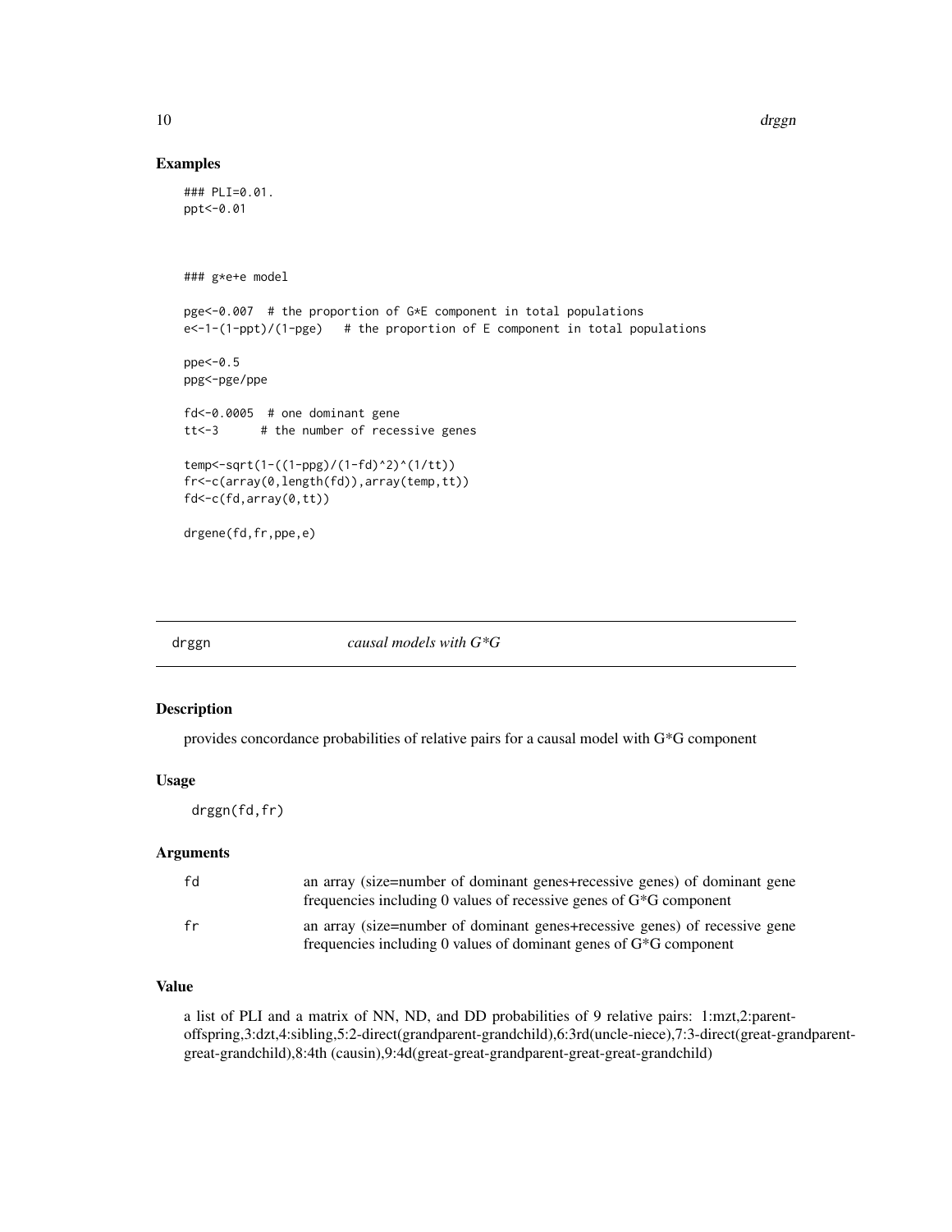## Examples

```
### PLI=0.01.
ppt<-0.01



### g*e+e model

pge<-0.007  # the proportion of G*E component in total populations
e<-1-(1-ppt)/(1-pge)   # the proportion of E component in total populations

ppe<-0.5
ppg<-pge/ppe

fd<-0.0005  # one dominant gene
tt<-3      # the number of recessive genes

temp<-sqrt(1-((1-ppg)/(1-fd)^2)^(1/tt))
fr<-c(array(0,length(fd)),array(temp,tt))
fd<-c(fd,array(0,tt))

drgene(fd,fr,ppe,e)
```

---

# drggn — *causal models with G*G*

## Description

provides concordance probabilities of relative pairs for a causal model with G*G component

## Usage

```
drggn(fd,fr)
```

## Arguments

| | |
|---|---|
| fd | an array (size=number of dominant genes+recessive genes) of dominant gene frequencies including 0 values of recessive genes of G*G component |
| fr | an array (size=number of dominant genes+recessive genes) of recessive gene frequencies including 0 values of dominant genes of G*G component |

## Value

a list of PLI and a matrix of NN, ND, and DD probabilities of 9 relative pairs: 1:mzt,2:parent-offspring,3:dzt,4:sibling,5:2-direct(grandparent-grandchild),6:3rd(uncle-niece),7:3-direct(great-grandparent-great-grandchild),8:4th (causin),9:4d(great-great-grandparent-great-great-grandchild)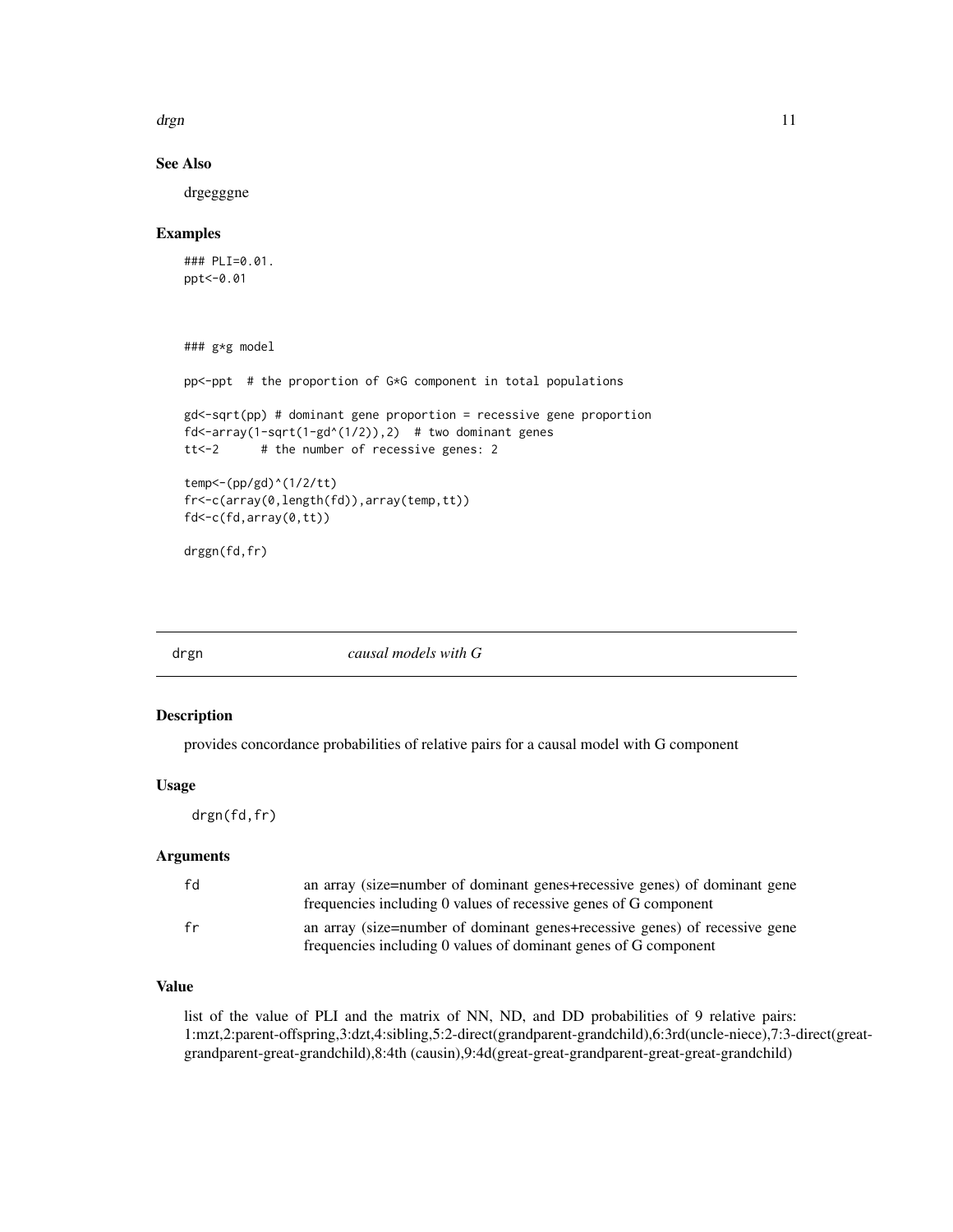## See Also

drgegggne

## Examples

```
### PLI=0.01.
ppt<-0.01



### g*g model

pp<-ppt  # the proportion of G*G component in total populations

gd<-sqrt(pp) # dominant gene proportion = recessive gene proportion
fd<-array(1-sqrt(1-gd^(1/2)),2)  # two dominant genes
tt<-2      # the number of recessive genes: 2

temp<-(pp/gd)^(1/2/tt)
fr<-c(array(0,length(fd)),array(temp,tt))
fd<-c(fd,array(0,tt))

drggn(fd,fr)
```

---

# drgn *causal models with G*

## Description

provides concordance probabilities of relative pairs for a causal model with G component

## Usage

```
drgn(fd,fr)
```

## Arguments

| | |
|---|---|
| fd | an array (size=number of dominant genes+recessive genes) of dominant gene frequencies including 0 values of recessive genes of G component |
| fr | an array (size=number of dominant genes+recessive genes) of recessive gene frequencies including 0 values of dominant genes of G component |

## Value

list of the value of PLI and the matrix of NN, ND, and DD probabilities of 9 relative pairs: 1:mzt,2:parent-offspring,3:dzt,4:sibling,5:2-direct(grandparent-grandchild),6:3rd(uncle-niece),7:3-direct(great-grandparent-great-grandchild),8:4th (causin),9:4d(great-great-grandparent-great-great-grandchild)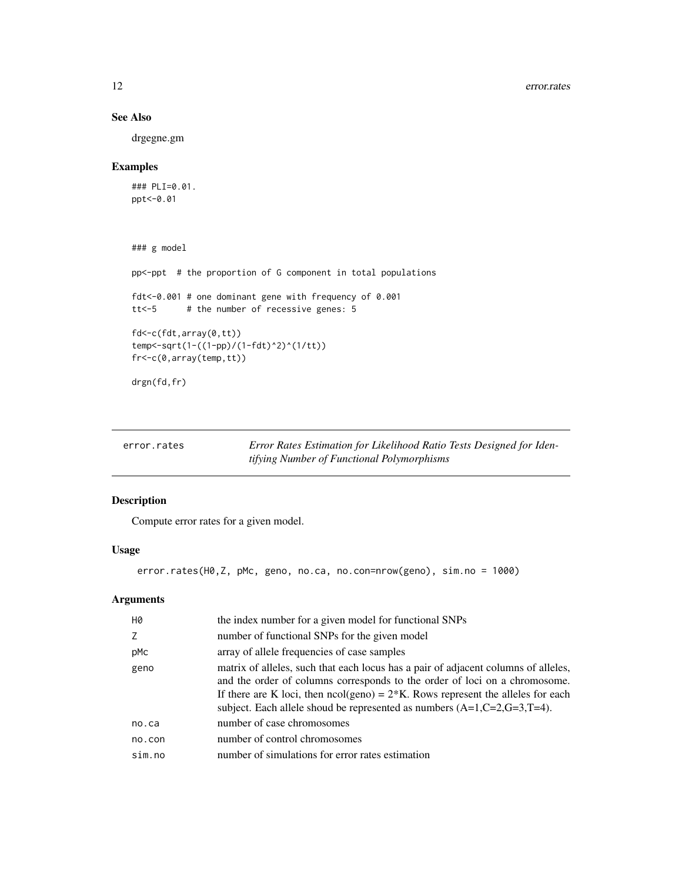## See Also

drgegne.gm

## Examples

```
### PLI=0.01.
ppt<-0.01



### g model

pp<-ppt  # the proportion of G component in total populations

fdt<-0.001 # one dominant gene with frequency of 0.001
tt<-5      # the number of recessive genes: 5

fd<-c(fdt,array(0,tt))
temp<-sqrt(1-((1-pp)/(1-fdt)^2)^(1/tt))
fr<-c(0,array(temp,tt))

drgn(fd,fr)
```

---

# error.rates — *Error Rates Estimation for Likelihood Ratio Tests Designed for Identifying Number of Functional Polymorphisms*

## Description

Compute error rates for a given model.

## Usage

```
error.rates(H0,Z, pMc, geno, no.ca, no.con=nrow(geno), sim.no = 1000)
```

## Arguments

| | |
|---|---|
| H0 | the index number for a given model for functional SNPs |
| Z | number of functional SNPs for the given model |
| pMc | array of allele frequencies of case samples |
| geno | matrix of alleles, such that each locus has a pair of adjacent columns of alleles, and the order of columns corresponds to the order of loci on a chromosome. If there are K loci, then ncol(geno) = 2*K. Rows represent the alleles for each subject. Each allele shoud be represented as numbers (A=1,C=2,G=3,T=4). |
| no.ca | number of case chromosomes |
| no.con | number of control chromosomes |
| sim.no | number of simulations for error rates estimation |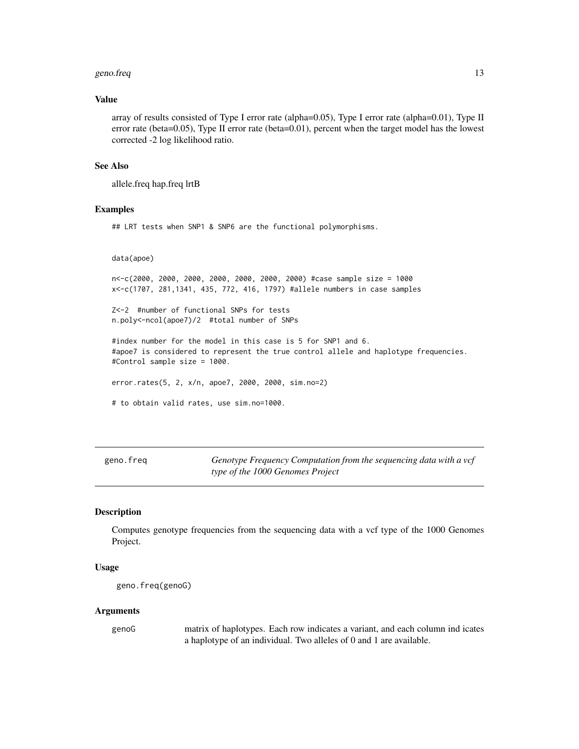### Value

array of results consisted of Type I error rate (alpha=0.05), Type I error rate (alpha=0.01), Type II error rate (beta=0.05), Type II error rate (beta=0.01), percent when the target model has the lowest corrected -2 log likelihood ratio.

### See Also

allele.freq hap.freq lrtB

### Examples

```
## LRT tests when SNP1 & SNP6 are the functional polymorphisms.


data(apoe)

n<-c(2000, 2000, 2000, 2000, 2000, 2000, 2000) #case sample size = 1000
x<-c(1707, 281,1341, 435, 772, 416, 1797) #allele numbers in case samples

Z<-2  #number of functional SNPs for tests
n.poly<-ncol(apoe7)/2  #total number of SNPs

#index number for the model in this case is 5 for SNP1 and 6.
#apoe7 is considered to represent the true control allele and haplotype frequencies.
#Control sample size = 1000.

error.rates(5, 2, x/n, apoe7, 2000, 2000, sim.no=2)

# to obtain valid rates, use sim.no=1000.
```

---

## geno.freq — *Genotype Frequency Computation from the sequencing data with a vcf type of the 1000 Genomes Project*

### Description

Computes genotype frequencies from the sequencing data with a vcf type of the 1000 Genomes Project.

### Usage

```
geno.freq(genoG)
```

### Arguments

| | |
|---|---|
| genoG | matrix of haplotypes. Each row indicates a variant, and each column ind icates a haplotype of an individual. Two alleles of 0 and 1 are available. |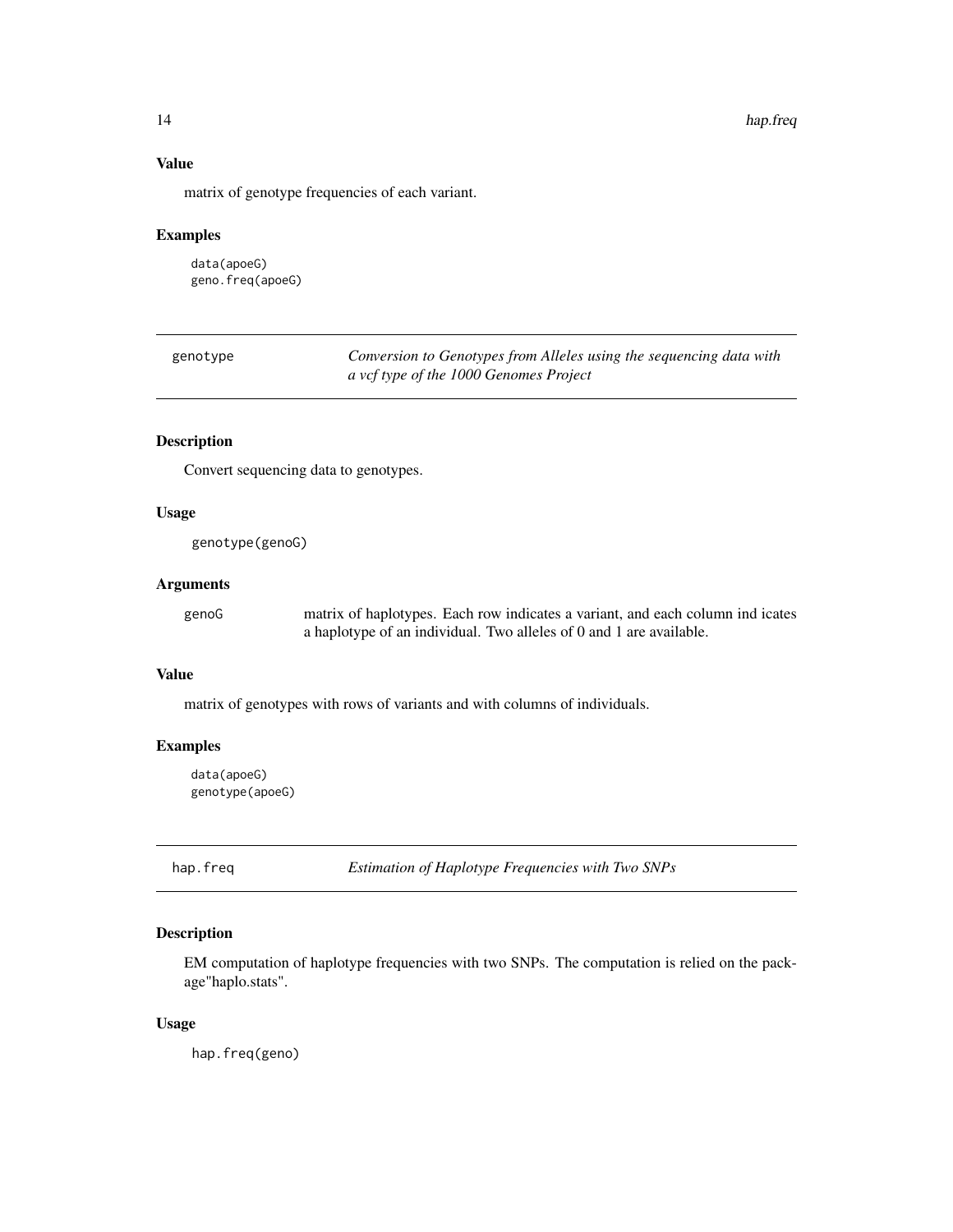### Value

matrix of genotype frequencies of each variant.

### Examples

```
data(apoeG)
geno.freq(apoeG)
```

---

## genotype — *Conversion to Genotypes from Alleles using the sequencing data with a vcf type of the 1000 Genomes Project*

### Description

Convert sequencing data to genotypes.

### Usage

```
genotype(genoG)
```

### Arguments

| | |
|---|---|
| genoG | matrix of haplotypes. Each row indicates a variant, and each column ind icates a haplotype of an individual. Two alleles of 0 and 1 are available. |

### Value

matrix of genotypes with rows of variants and with columns of individuals.

### Examples

```
data(apoeG)
genotype(apoeG)
```

---

## hap.freq — *Estimation of Haplotype Frequencies with Two SNPs*

### Description

EM computation of haplotype frequencies with two SNPs. The computation is relied on the package"haplo.stats".

### Usage

```
hap.freq(geno)
```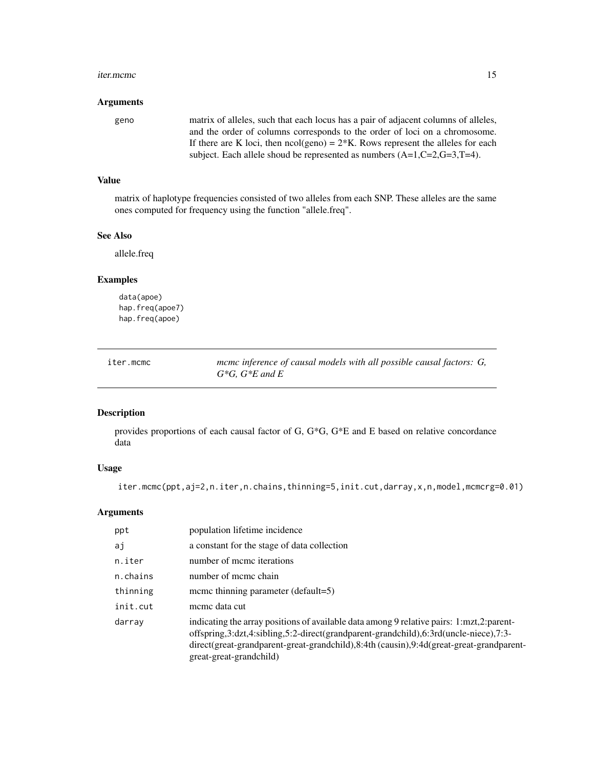### Arguments

geno — matrix of alleles, such that each locus has a pair of adjacent columns of alleles, and the order of columns corresponds to the order of loci on a chromosome. If there are K loci, then ncol(geno) = 2*K. Rows represent the alleles for each subject. Each allele shoud be represented as numbers (A=1,C=2,G=3,T=4).

### Value

matrix of haplotype frequencies consisted of two alleles from each SNP. These alleles are the same ones computed for frequency using the function "allele.freq".

### See Also

allele.freq

### Examples

```
data(apoe)
hap.freq(apoe7)
hap.freq(apoe)
```

---

## iter.mcmc — *mcmc inference of causal models with all possible causal factors: G, G*G, G*E and E*

### Description

provides proportions of each causal factor of G, G*G, G*E and E based on relative concordance data

### Usage

```
iter.mcmc(ppt,aj=2,n.iter,n.chains,thinning=5,init.cut,darray,x,n,model,mcmcrg=0.01)
```

### Arguments

| Argument | Description |
|---|---|
| ppt | population lifetime incidence |
| aj | a constant for the stage of data collection |
| n.iter | number of mcmc iterations |
| n.chains | number of mcmc chain |
| thinning | mcmc thinning parameter (default=5) |
| init.cut | mcmc data cut |
| darray | indicating the array positions of available data among 9 relative pairs: 1:mzt,2:parent-offspring,3:dzt,4:sibling,5:2-direct(grandparent-grandchild),6:3rd(uncle-niece),7:3-direct(great-grandparent-great-grandchild),8:4th (causin),9:4d(great-great-grandparent-great-great-grandchild) |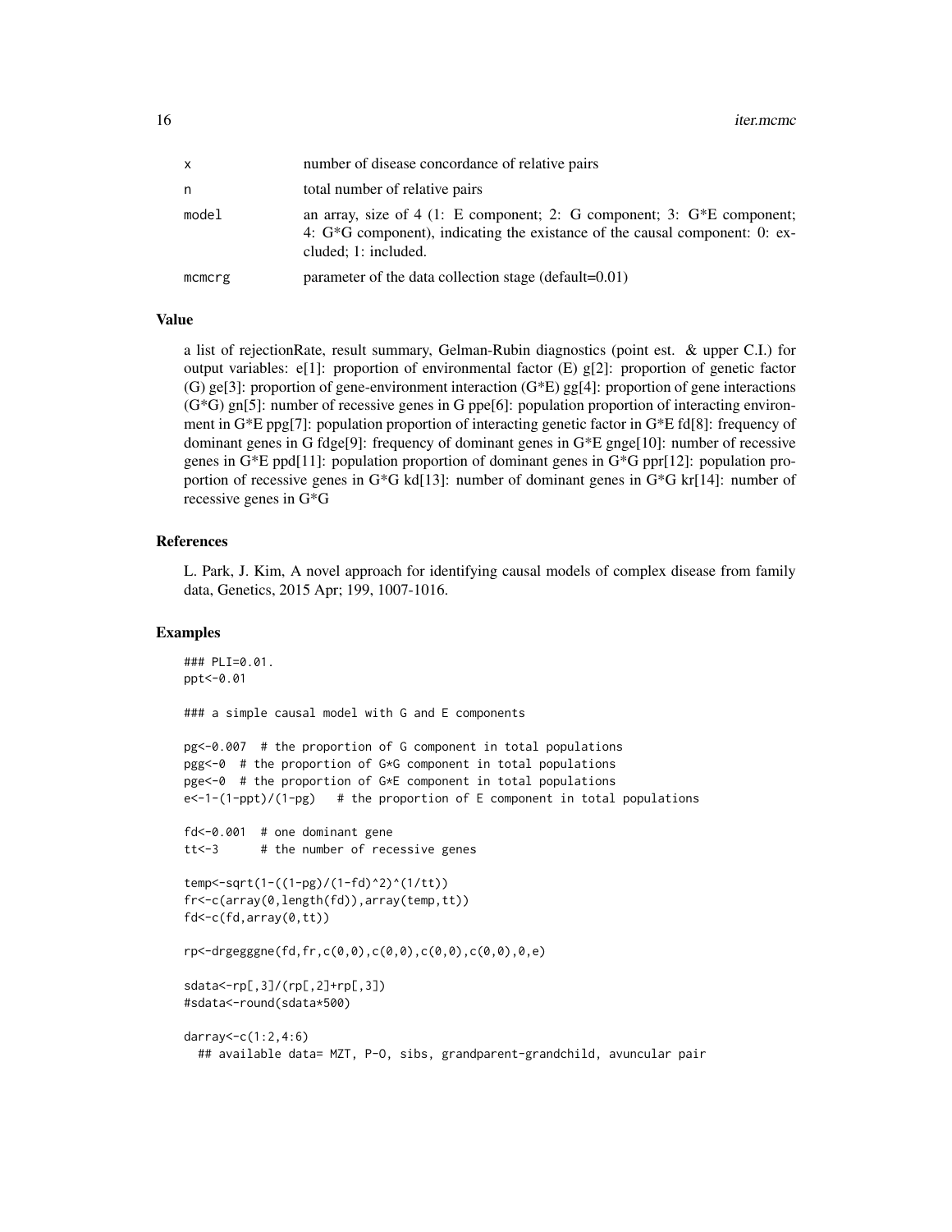| | |
|---|---|
| x | number of disease concordance of relative pairs |
| n | total number of relative pairs |
| model | an array, size of 4 (1: E component; 2: G component; 3: G*E component; 4: G*G component), indicating the existance of the causal component: 0: excluded; 1: included. |
| mcmcrg | parameter of the data collection stage (default=0.01) |

### Value

a list of rejectionRate, result summary, Gelman-Rubin diagnostics (point est. & upper C.I.) for output variables: e[1]: proportion of environmental factor (E) g[2]: proportion of genetic factor (G) ge[3]: proportion of gene-environment interaction (G*E) gg[4]: proportion of gene interactions (G*G) gn[5]: number of recessive genes in G ppe[6]: population proportion of interacting environment in G*E ppg[7]: population proportion of interacting genetic factor in G*E fd[8]: frequency of dominant genes in G fdge[9]: frequency of dominant genes in G*E gnge[10]: number of recessive genes in G*E ppd[11]: population proportion of dominant genes in G*G ppr[12]: population proportion of recessive genes in G*G kd[13]: number of dominant genes in G*G kr[14]: number of recessive genes in G*G

### References

L. Park, J. Kim, A novel approach for identifying causal models of complex disease from family data, Genetics, 2015 Apr; 199, 1007-1016.

### Examples

```
### PLI=0.01.
ppt<-0.01

### a simple causal model with G and E components

pg<-0.007  # the proportion of G component in total populations
pgg<-0  # the proportion of G*G component in total populations
pge<-0  # the proportion of G*E component in total populations
e<-1-(1-ppt)/(1-pg)   # the proportion of E component in total populations

fd<-0.001  # one dominant gene
tt<-3      # the number of recessive genes

temp<-sqrt(1-((1-pg)/(1-fd)^2)^(1/tt))
fr<-c(array(0,length(fd)),array(temp,tt))
fd<-c(fd,array(0,tt))

rp<-drgegggne(fd,fr,c(0,0),c(0,0),c(0,0),c(0,0),0,e)

sdata<-rp[,3]/(rp[,2]+rp[,3])
#sdata<-round(sdata*500)

darray<-c(1:2,4:6)
  ## available data= MZT, P-O, sibs, grandparent-grandchild, avuncular pair
```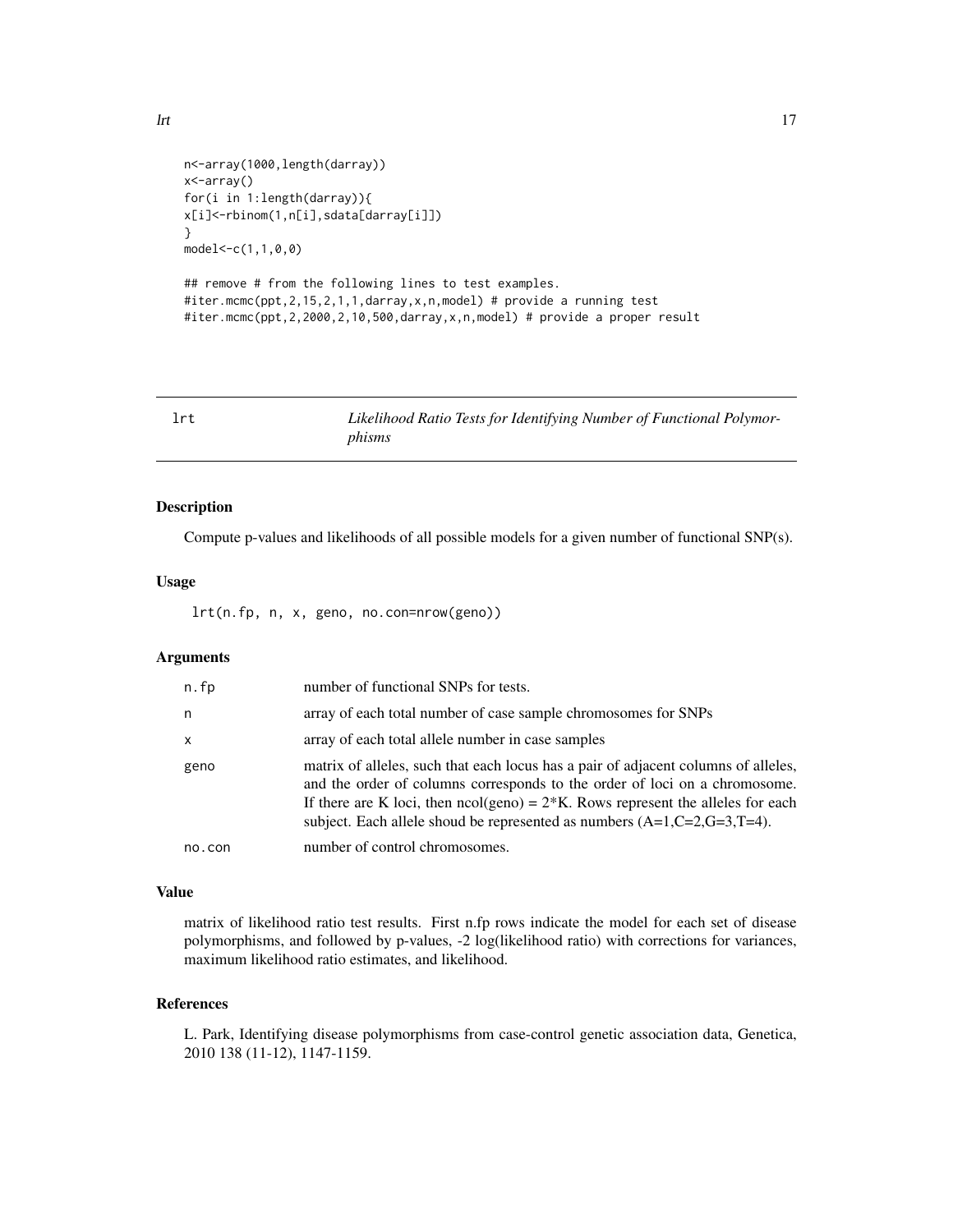```
n<-array(1000,length(darray))
x<-array()
for(i in 1:length(darray)){
x[i]<-rbinom(1,n[i],sdata[darray[i]])
}
model<-c(1,1,0,0)

## remove # from the following lines to test examples.
#iter.mcmc(ppt,2,15,2,1,1,darray,x,n,model) # provide a running test
#iter.mcmc(ppt,2,2000,2,10,500,darray,x,n,model) # provide a proper result
```

## lrt — *Likelihood Ratio Tests for Identifying Number of Functional Polymorphisms*

### Description

Compute p-values and likelihoods of all possible models for a given number of functional SNP(s).

### Usage

```
lrt(n.fp, n, x, geno, no.con=nrow(geno))
```

### Arguments

| | |
|---|---|
| n.fp | number of functional SNPs for tests. |
| n | array of each total number of case sample chromosomes for SNPs |
| x | array of each total allele number in case samples |
| geno | matrix of alleles, such that each locus has a pair of adjacent columns of alleles, and the order of columns corresponds to the order of loci on a chromosome. If there are K loci, then ncol(geno) = 2*K. Rows represent the alleles for each subject. Each allele shoud be represented as numbers (A=1,C=2,G=3,T=4). |
| no.con | number of control chromosomes. |

### Value

matrix of likelihood ratio test results. First n.fp rows indicate the model for each set of disease polymorphisms, and followed by p-values, -2 log(likelihood ratio) with corrections for variances, maximum likelihood ratio estimates, and likelihood.

### References

L. Park, Identifying disease polymorphisms from case-control genetic association data, Genetica, 2010 138 (11-12), 1147-1159.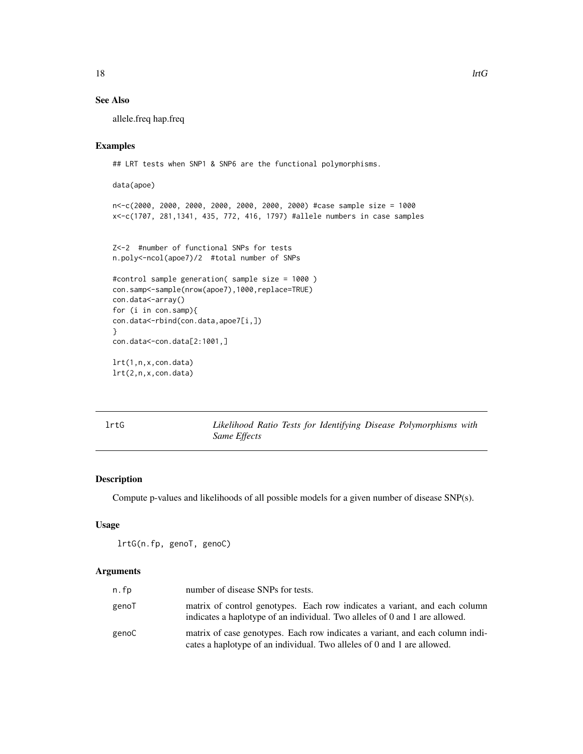## See Also

allele.freq hap.freq

## Examples

```
## LRT tests when SNP1 & SNP6 are the functional polymorphisms.

data(apoe)

n<-c(2000, 2000, 2000, 2000, 2000, 2000, 2000) #case sample size = 1000
x<-c(1707, 281,1341, 435, 772, 416, 1797) #allele numbers in case samples


Z<-2  #number of functional SNPs for tests
n.poly<-ncol(apoe7)/2  #total number of SNPs

#control sample generation( sample size = 1000 )
con.samp<-sample(nrow(apoe7),1000,replace=TRUE)
con.data<-array()
for (i in con.samp){
con.data<-rbind(con.data,apoe7[i,])
}
con.data<-con.data[2:1001,]

lrt(1,n,x,con.data)
lrt(2,n,x,con.data)
```

---

# lrtG — *Likelihood Ratio Tests for Identifying Disease Polymorphisms with Same Effects*

## Description

Compute p-values and likelihoods of all possible models for a given number of disease SNP(s).

## Usage

```
lrtG(n.fp, genoT, genoC)
```

## Arguments

| | |
|---|---|
| n.fp | number of disease SNPs for tests. |
| genoT | matrix of control genotypes. Each row indicates a variant, and each column indicates a haplotype of an individual. Two alleles of 0 and 1 are allowed. |
| genoC | matrix of case genotypes. Each row indicates a variant, and each column indicates a haplotype of an individual. Two alleles of 0 and 1 are allowed. |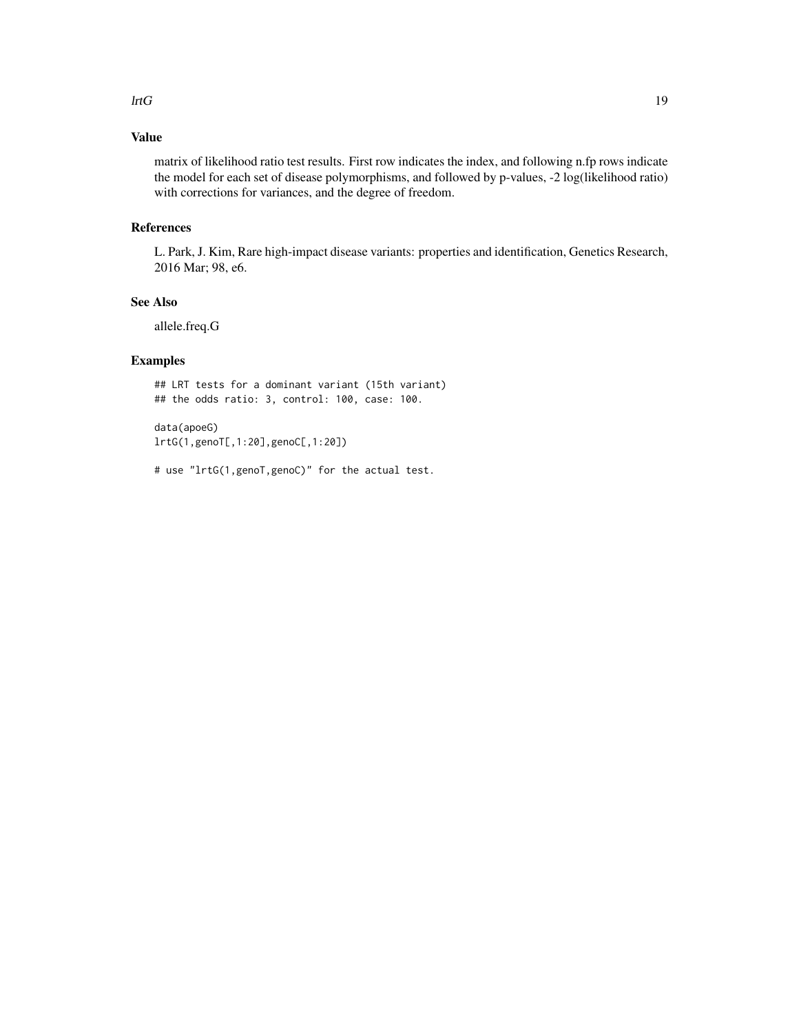## Value

matrix of likelihood ratio test results. First row indicates the index, and following n.fp rows indicate the model for each set of disease polymorphisms, and followed by p-values, -2 log(likelihood ratio) with corrections for variances, and the degree of freedom.

## References

L. Park, J. Kim, Rare high-impact disease variants: properties and identification, Genetics Research, 2016 Mar; 98, e6.

## See Also

allele.freq.G

## Examples

```
## LRT tests for a dominant variant (15th variant)
## the odds ratio: 3, control: 100, case: 100.

data(apoeG)
lrtG(1,genoT[,1:20],genoC[,1:20])

# use "lrtG(1,genoT,genoC)" for the actual test.
```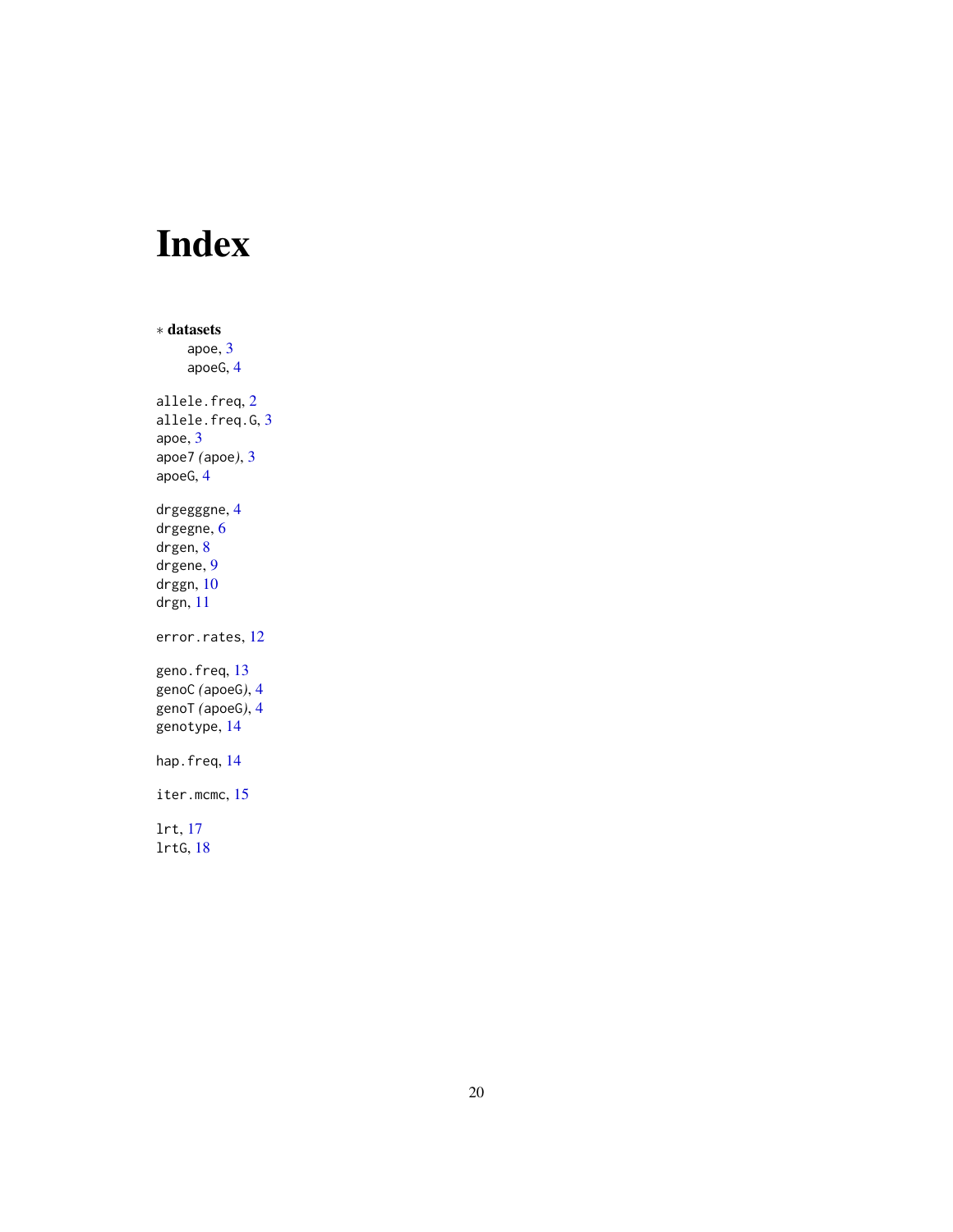# Index

∗ **datasets**
  apoe, 3
  apoeG, 4

allele.freq, 2
allele.freq.G, 3
apoe, 3
apoe7 *(*apoe*)*, 3
apoeG, 4

drgegggne, 4
drgegne, 6
drgen, 8
drgene, 9
drggn, 10
drgn, 11

error.rates, 12

geno.freq, 13
genoC *(*apoeG*)*, 4
genoT *(*apoeG*)*, 4
genotype, 14

hap.freq, 14

iter.mcmc, 15

lrt, 17
lrtG, 18